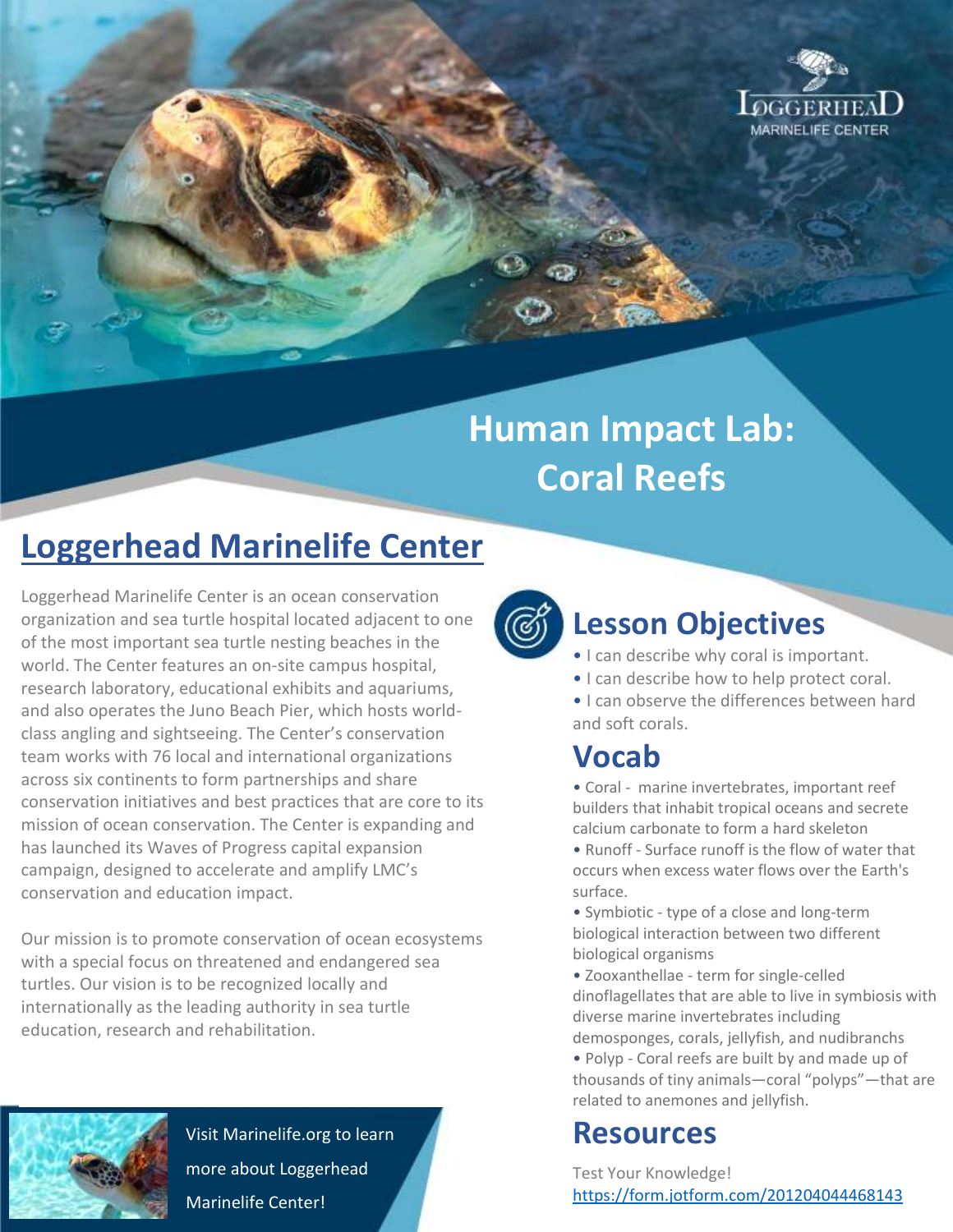# Human Impact Lab: Coral Reefs

## Loggerhead Marinelife Center

Loggerhead Marinelife Center is an ocean conservation organization and sea turtle hospital located adjacent to one of the most important sea turtle nesting beaches in the world. The Center features an on-site campus hospital, research laboratory, educational exhibits and aquariums, and also operates the Juno Beach Pier, which hosts world-class angling and sightseeing. The Center's conservation team works with 76 local and international organizations across six continents to form partnerships and share conservation initiatives and best practices that are core to its mission of ocean conservation. The Center is expanding and has launched its Waves of Progress capital expansion campaign, designed to accelerate and amplify LMC's conservation and education impact.

Our mission is to promote conservation of ocean ecosystems with a special focus on threatened and endangered sea turtles. Our vision is to be recognized locally and internationally as the leading authority in sea turtle education, research and rehabilitation.

Visit Marinelife.org to learn more about Loggerhead Marinelife Center!

## Lesson Objectives

- I can describe why coral is important.
- I can describe how to help protect coral.
- I can observe the differences between hard and soft corals.

## Vocab

- Coral - marine invertebrates, important reef builders that inhabit tropical oceans and secrete calcium carbonate to form a hard skeleton
- Runoff - Surface runoff is the flow of water that occurs when excess water flows over the Earth's surface.
- Symbiotic - type of a close and long-term biological interaction between two different biological organisms
- Zooxanthellae - term for single-celled dinoflagellates that are able to live in symbiosis with diverse marine invertebrates including demosponges, corals, jellyfish, and nudibranchs
- Polyp - Coral reefs are built by and made up of thousands of tiny animals—coral "polyps"—that are related to anemones and jellyfish.

## Resources

Test Your Knowledge!
https://form.jotform.com/201204044468143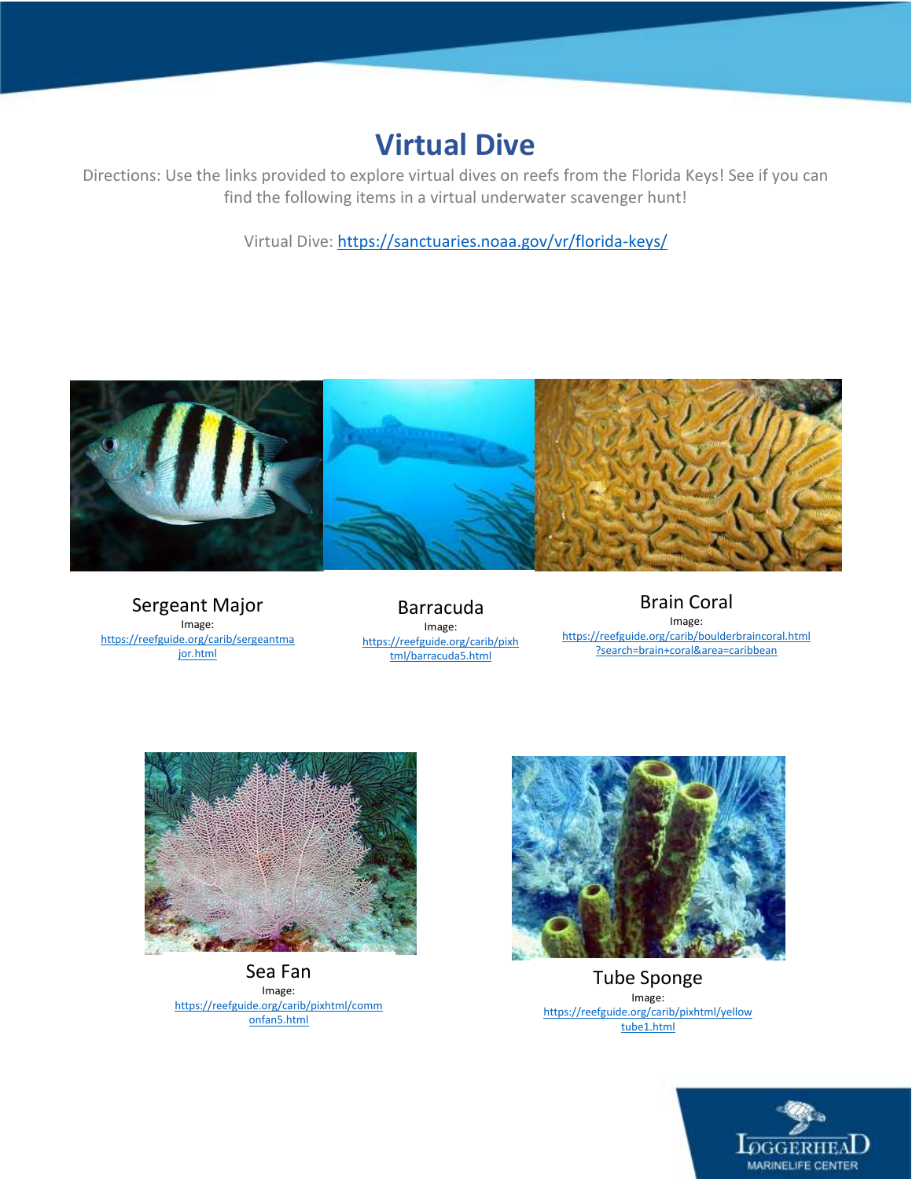# Virtual Dive

Directions: Use the links provided to explore virtual dives on reefs from the Florida Keys! See if you can find the following items in a virtual underwater scavenger hunt!

Virtual Dive: https://sanctuaries.noaa.gov/vr/florida-keys/

**Sergeant Major**

Image: https://reefguide.org/carib/sergeantmajor.html

**Barracuda**

Image: https://reefguide.org/carib/pixhtml/barracuda5.html

**Brain Coral**

Image: https://reefguide.org/carib/boulderbraincoral.html?search=brain+coral&area=caribbean

**Sea Fan**

Image: https://reefguide.org/carib/pixhtml/commonfan5.html

**Tube Sponge**

Image: https://reefguide.org/carib/pixhtml/yellowtube1.html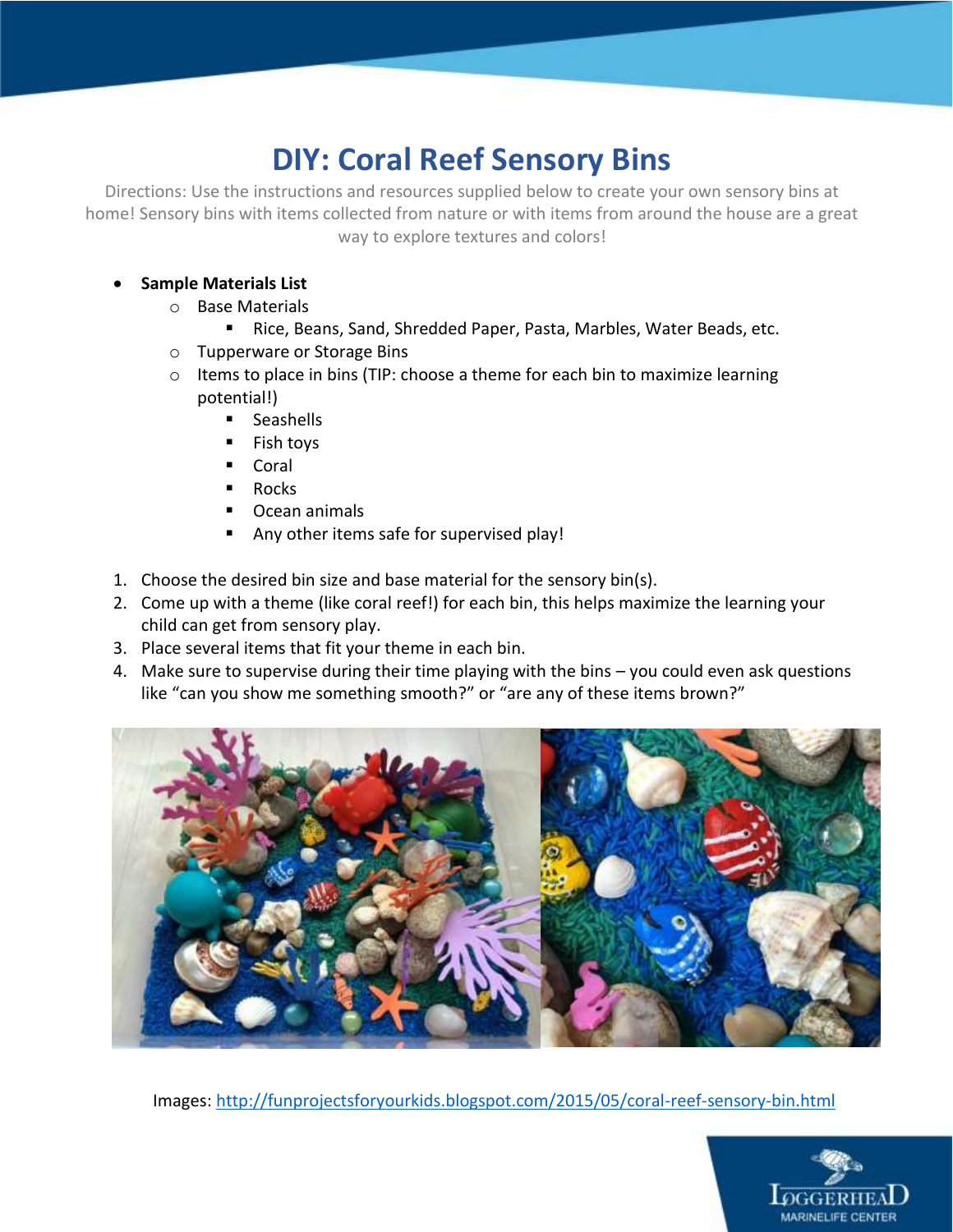# DIY: Coral Reef Sensory Bins

Directions: Use the instructions and resources supplied below to create your own sensory bins at home! Sensory bins with items collected from nature or with items from around the house are a great way to explore textures and colors!

- **Sample Materials List**
  - Base Materials
    - Rice, Beans, Sand, Shredded Paper, Pasta, Marbles, Water Beads, etc.
  - Tupperware or Storage Bins
  - Items to place in bins (TIP: choose a theme for each bin to maximize learning potential!)
    - Seashells
    - Fish toys
    - Coral
    - Rocks
    - Ocean animals
    - Any other items safe for supervised play!

1. Choose the desired bin size and base material for the sensory bin(s).
2. Come up with a theme (like coral reef!) for each bin, this helps maximize the learning your child can get from sensory play.
3. Place several items that fit your theme in each bin.
4. Make sure to supervise during their time playing with the bins – you could even ask questions like "can you show me something smooth?" or "are any of these items brown?"

Images: http://funprojectsforyourkids.blogspot.com/2015/05/coral-reef-sensory-bin.html

LOGGERHEAD MARINELIFE CENTER